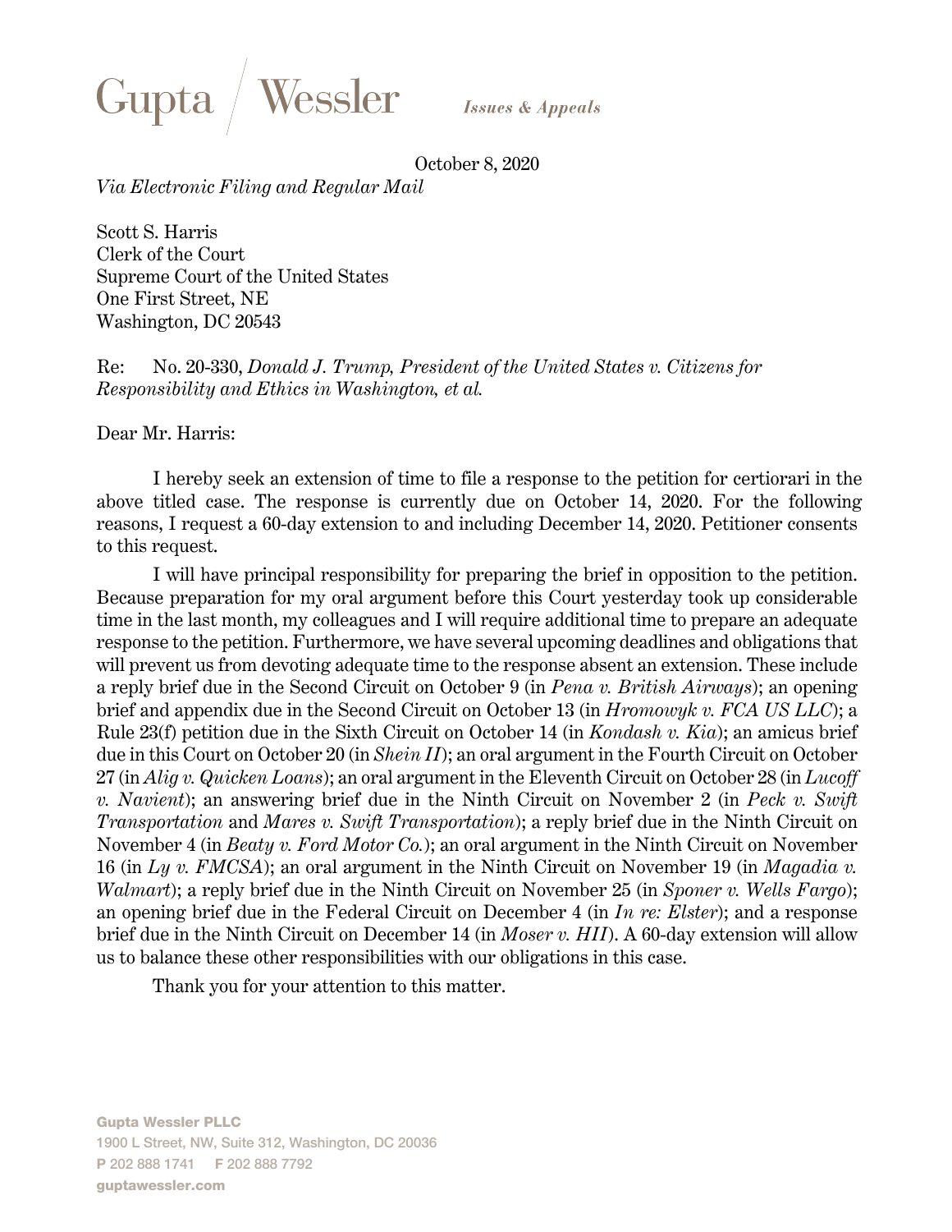Gupta / Wessler *Issues & Appeals*

October 8, 2020

*Via Electronic Filing and Regular Mail*

Scott S. Harris
Clerk of the Court
Supreme Court of the United States
One First Street, NE
Washington, DC 20543

Re: No. 20-330, *Donald J. Trump, President of the United States v. Citizens for Responsibility and Ethics in Washington, et al.*

Dear Mr. Harris:

I hereby seek an extension of time to file a response to the petition for certiorari in the above titled case. The response is currently due on October 14, 2020. For the following reasons, I request a 60-day extension to and including December 14, 2020. Petitioner consents to this request.

I will have principal responsibility for preparing the brief in opposition to the petition. Because preparation for my oral argument before this Court yesterday took up considerable time in the last month, my colleagues and I will require additional time to prepare an adequate response to the petition. Furthermore, we have several upcoming deadlines and obligations that will prevent us from devoting adequate time to the response absent an extension. These include a reply brief due in the Second Circuit on October 9 (in *Pena v. British Airways*); an opening brief and appendix due in the Second Circuit on October 13 (in *Hromowyk v. FCA US LLC*); a Rule 23(f) petition due in the Sixth Circuit on October 14 (in *Kondash v. Kia*); an amicus brief due in this Court on October 20 (in *Shein II*); an oral argument in the Fourth Circuit on October 27 (in *Alig v. Quicken Loans*); an oral argument in the Eleventh Circuit on October 28 (in *Lucoff v. Navient*); an answering brief due in the Ninth Circuit on November 2 (in *Peck v. Swift Transportation* and *Mares v. Swift Transportation*); a reply brief due in the Ninth Circuit on November 4 (in *Beaty v. Ford Motor Co.*); an oral argument in the Ninth Circuit on November 16 (in *Ly v. FMCSA*); an oral argument in the Ninth Circuit on November 19 (in *Magadia v. Walmart*); a reply brief due in the Ninth Circuit on November 25 (in *Sponer v. Wells Fargo*); an opening brief due in the Federal Circuit on December 4 (in *In re: Elster*); and a response brief due in the Ninth Circuit on December 14 (in *Moser v. HII*). A 60-day extension will allow us to balance these other responsibilities with our obligations in this case.

Thank you for your attention to this matter.

**Gupta Wessler PLLC**
1900 L Street, NW, Suite 312, Washington, DC 20036
**P** 202 888 1741 **F** 202 888 7792
**guptawessler.com**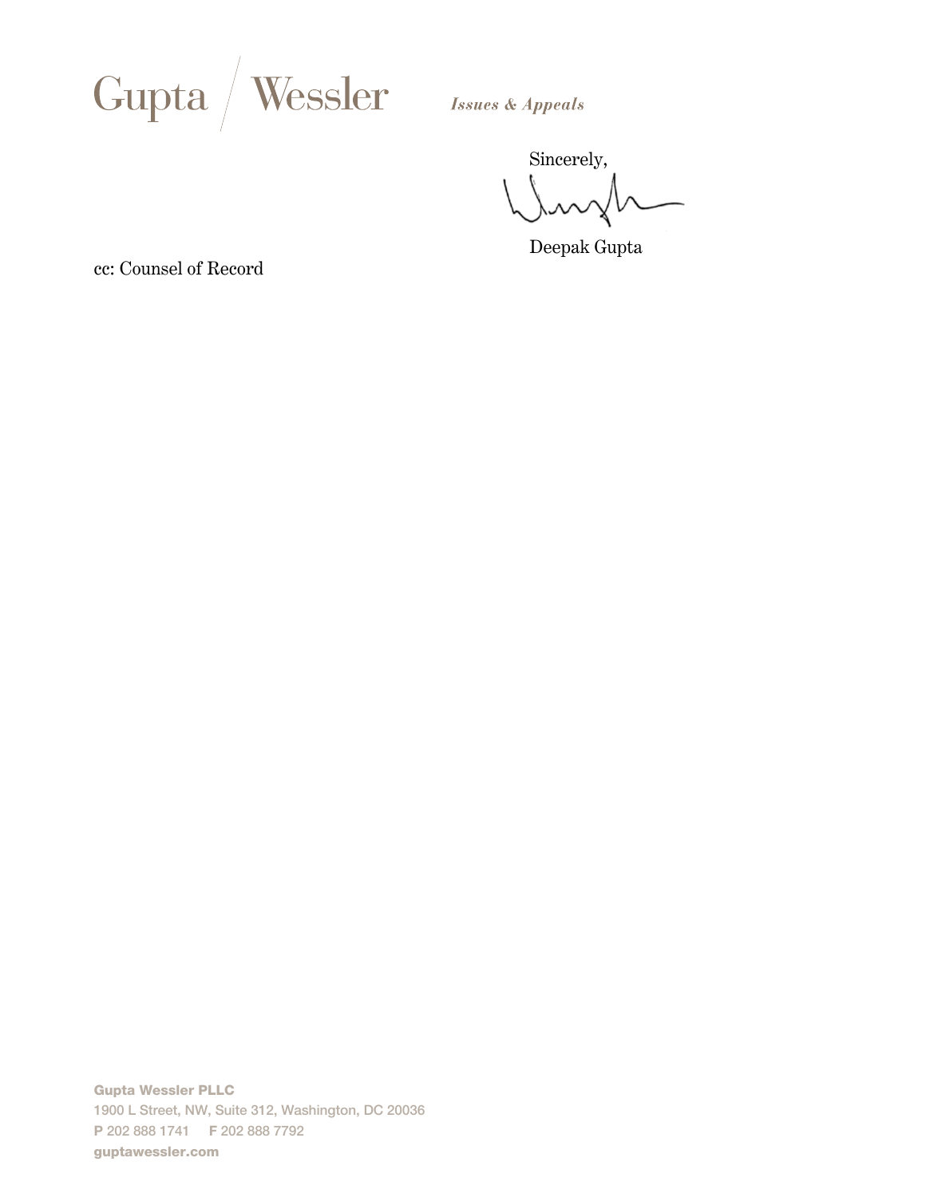Sincerely,

Deepak Gupta

cc: Counsel of Record